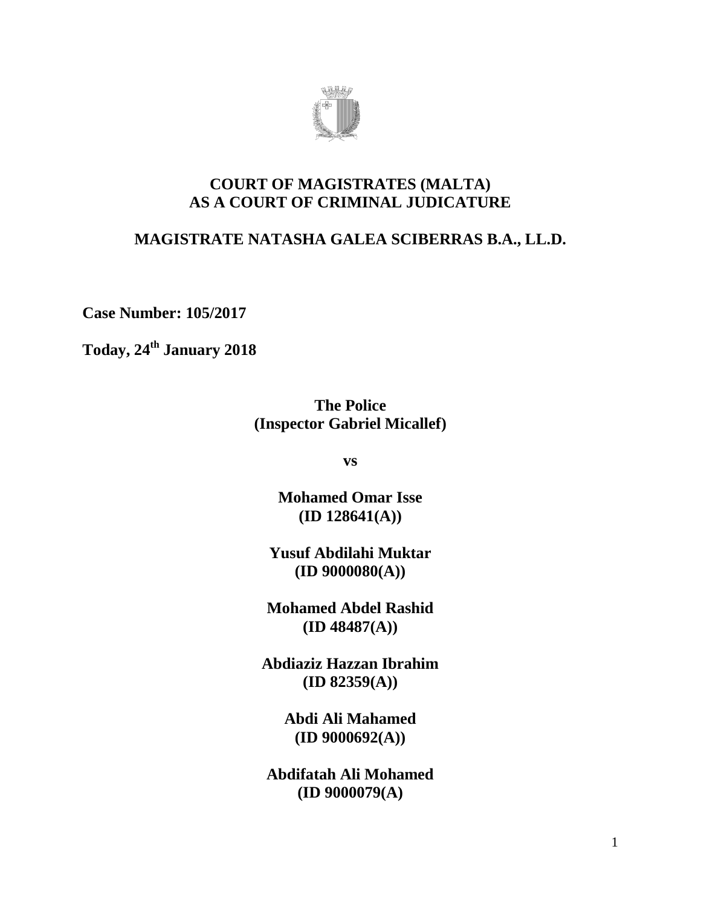# COURT OF MAGISTRATES (MALTA)
# AS A COURT OF CRIMINAL JUDICATURE

## MAGISTRATE NATASHA GALEA SCIBERRAS B.A., LL.D.

**Case Number: 105/2017**

**Today, 24th January 2018**

**The Police**
**(Inspector Gabriel Micallef)**

**vs**

**Mohamed Omar Isse**
**(ID 128641(A))**

**Yusuf Abdilahi Muktar**
**(ID 9000080(A))**

**Mohamed Abdel Rashid**
**(ID 48487(A))**

**Abdiaziz Hazzan Ibrahim**
**(ID 82359(A))**

**Abdi Ali Mahamed**
**(ID 9000692(A))**

**Abdifatah Ali Mohamed**
**(ID 9000079(A)**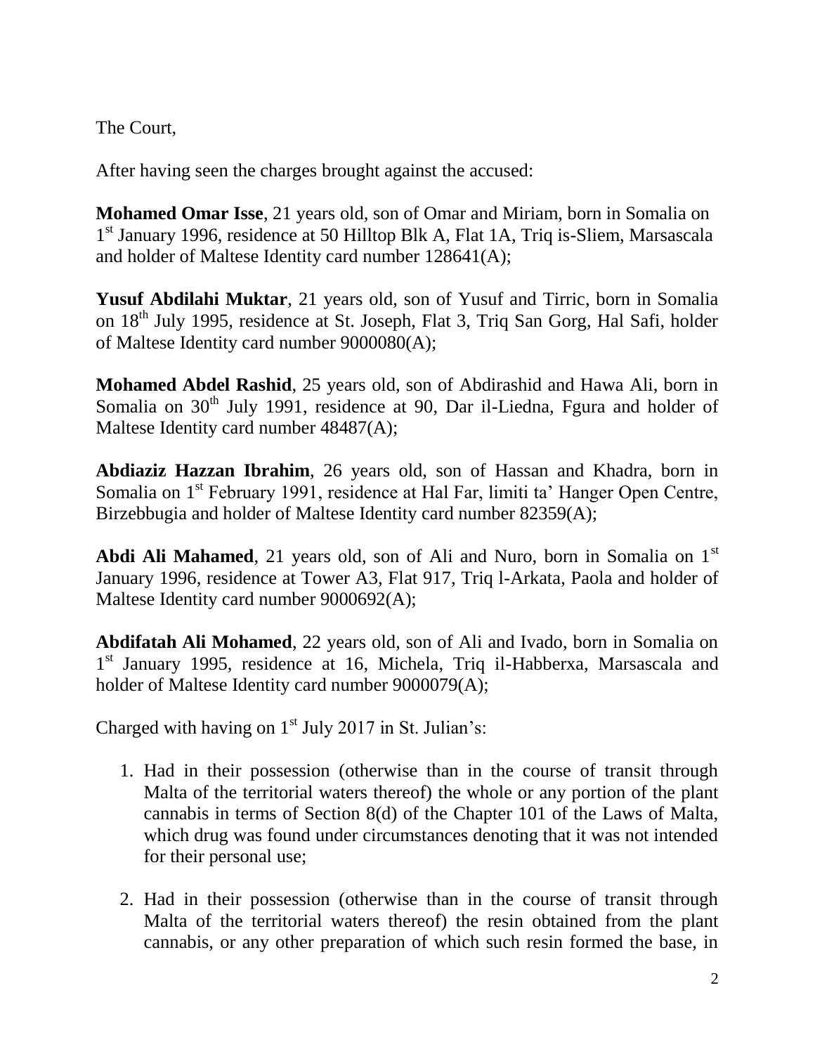The Court,

After having seen the charges brought against the accused:

**Mohamed Omar Isse**, 21 years old, son of Omar and Miriam, born in Somalia on 1st January 1996, residence at 50 Hilltop Blk A, Flat 1A, Triq is-Sliem, Marsascala and holder of Maltese Identity card number 128641(A);

**Yusuf Abdilahi Muktar**, 21 years old, son of Yusuf and Tirric, born in Somalia on 18th July 1995, residence at St. Joseph, Flat 3, Triq San Gorg, Hal Safi, holder of Maltese Identity card number 9000080(A);

**Mohamed Abdel Rashid**, 25 years old, son of Abdirashid and Hawa Ali, born in Somalia on 30th July 1991, residence at 90, Dar il-Liedna, Fgura and holder of Maltese Identity card number 48487(A);

**Abdiaziz Hazzan Ibrahim**, 26 years old, son of Hassan and Khadra, born in Somalia on 1st February 1991, residence at Hal Far, limiti ta' Hanger Open Centre, Birzebbugia and holder of Maltese Identity card number 82359(A);

**Abdi Ali Mahamed**, 21 years old, son of Ali and Nuro, born in Somalia on 1st January 1996, residence at Tower A3, Flat 917, Triq l-Arkata, Paola and holder of Maltese Identity card number 9000692(A);

**Abdifatah Ali Mohamed**, 22 years old, son of Ali and Ivado, born in Somalia on 1st January 1995, residence at 16, Michela, Triq il-Habberxa, Marsascala and holder of Maltese Identity card number 9000079(A);

Charged with having on 1st July 2017 in St. Julian's:

1. Had in their possession (otherwise than in the course of transit through Malta of the territorial waters thereof) the whole or any portion of the plant cannabis in terms of Section 8(d) of the Chapter 101 of the Laws of Malta, which drug was found under circumstances denoting that it was not intended for their personal use;

2. Had in their possession (otherwise than in the course of transit through Malta of the territorial waters thereof) the resin obtained from the plant cannabis, or any other preparation of which such resin formed the base, in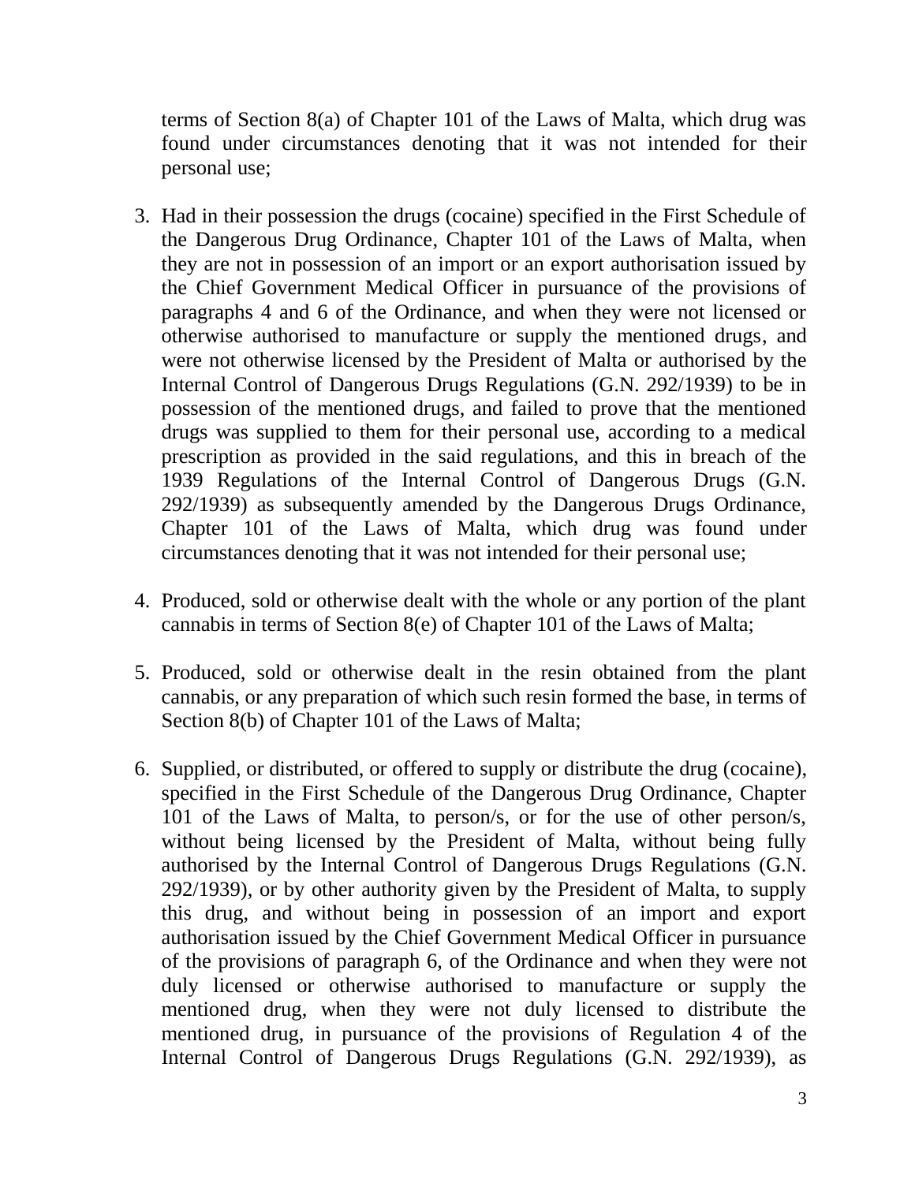terms of Section 8(a) of Chapter 101 of the Laws of Malta, which drug was found under circumstances denoting that it was not intended for their personal use;

3. Had in their possession the drugs (cocaine) specified in the First Schedule of the Dangerous Drug Ordinance, Chapter 101 of the Laws of Malta, when they are not in possession of an import or an export authorisation issued by the Chief Government Medical Officer in pursuance of the provisions of paragraphs 4 and 6 of the Ordinance, and when they were not licensed or otherwise authorised to manufacture or supply the mentioned drugs, and were not otherwise licensed by the President of Malta or authorised by the Internal Control of Dangerous Drugs Regulations (G.N. 292/1939) to be in possession of the mentioned drugs, and failed to prove that the mentioned drugs was supplied to them for their personal use, according to a medical prescription as provided in the said regulations, and this in breach of the 1939 Regulations of the Internal Control of Dangerous Drugs (G.N. 292/1939) as subsequently amended by the Dangerous Drugs Ordinance, Chapter 101 of the Laws of Malta, which drug was found under circumstances denoting that it was not intended for their personal use;

4. Produced, sold or otherwise dealt with the whole or any portion of the plant cannabis in terms of Section 8(e) of Chapter 101 of the Laws of Malta;

5. Produced, sold or otherwise dealt in the resin obtained from the plant cannabis, or any preparation of which such resin formed the base, in terms of Section 8(b) of Chapter 101 of the Laws of Malta;

6. Supplied, or distributed, or offered to supply or distribute the drug (cocaine), specified in the First Schedule of the Dangerous Drug Ordinance, Chapter 101 of the Laws of Malta, to person/s, or for the use of other person/s, without being licensed by the President of Malta, without being fully authorised by the Internal Control of Dangerous Drugs Regulations (G.N. 292/1939), or by other authority given by the President of Malta, to supply this drug, and without being in possession of an import and export authorisation issued by the Chief Government Medical Officer in pursuance of the provisions of paragraph 6, of the Ordinance and when they were not duly licensed or otherwise authorised to manufacture or supply the mentioned drug, when they were not duly licensed to distribute the mentioned drug, in pursuance of the provisions of Regulation 4 of the Internal Control of Dangerous Drugs Regulations (G.N. 292/1939), as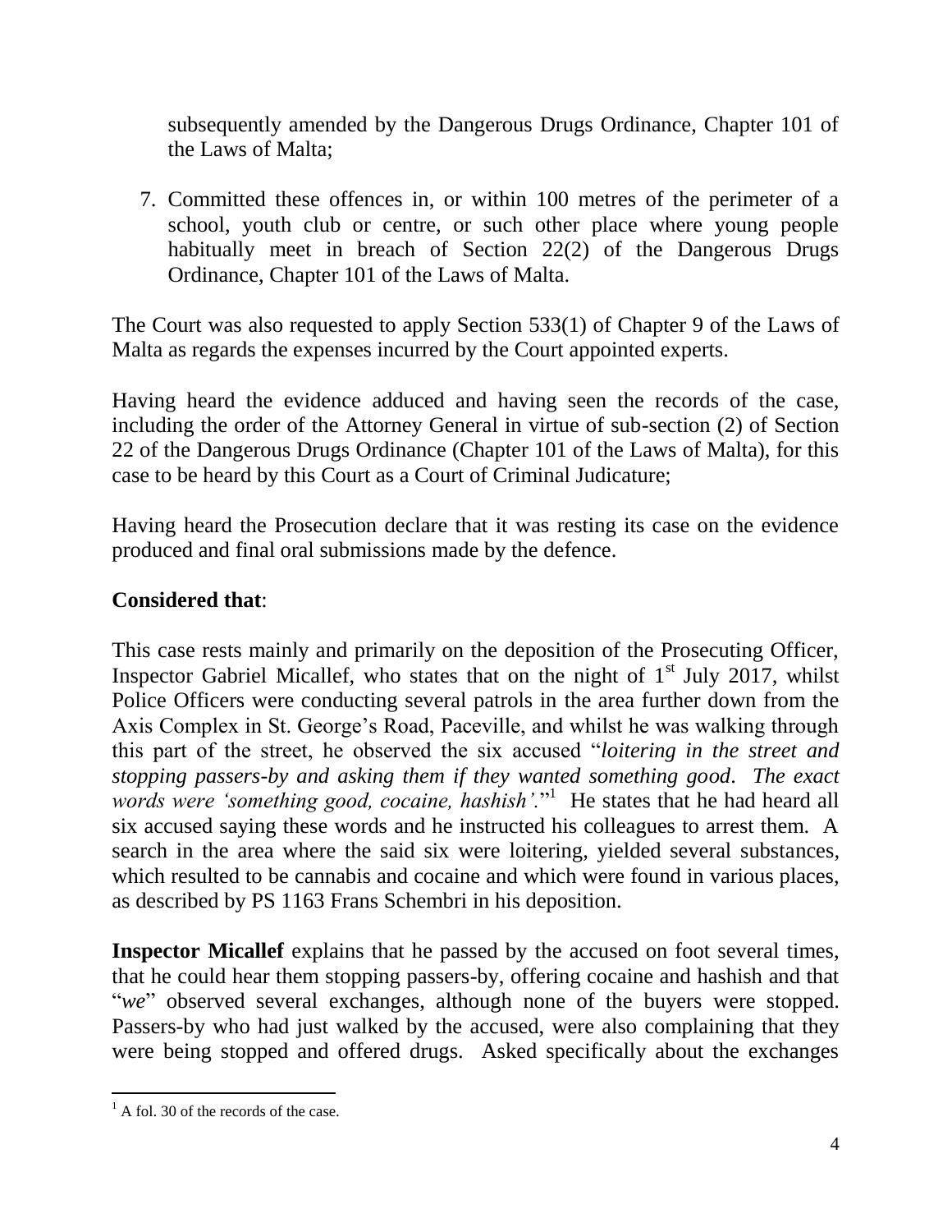subsequently amended by the Dangerous Drugs Ordinance, Chapter 101 of the Laws of Malta;

7. Committed these offences in, or within 100 metres of the perimeter of a school, youth club or centre, or such other place where young people habitually meet in breach of Section 22(2) of the Dangerous Drugs Ordinance, Chapter 101 of the Laws of Malta.

The Court was also requested to apply Section 533(1) of Chapter 9 of the Laws of Malta as regards the expenses incurred by the Court appointed experts.

Having heard the evidence adduced and having seen the records of the case, including the order of the Attorney General in virtue of sub-section (2) of Section 22 of the Dangerous Drugs Ordinance (Chapter 101 of the Laws of Malta), for this case to be heard by this Court as a Court of Criminal Judicature;

Having heard the Prosecution declare that it was resting its case on the evidence produced and final oral submissions made by the defence.

**Considered that**:

This case rests mainly and primarily on the deposition of the Prosecuting Officer, Inspector Gabriel Micallef, who states that on the night of 1st July 2017, whilst Police Officers were conducting several patrols in the area further down from the Axis Complex in St. George's Road, Paceville, and whilst he was walking through this part of the street, he observed the six accused "*loitering in the street and stopping passers-by and asking them if they wanted something good. The exact words were 'something good, cocaine, hashish'.*"[1] He states that he had heard all six accused saying these words and he instructed his colleagues to arrest them. A search in the area where the said six were loitering, yielded several substances, which resulted to be cannabis and cocaine and which were found in various places, as described by PS 1163 Frans Schembri in his deposition.

**Inspector Micallef** explains that he passed by the accused on foot several times, that he could hear them stopping passers-by, offering cocaine and hashish and that "*we*" observed several exchanges, although none of the buyers were stopped. Passers-by who had just walked by the accused, were also complaining that they were being stopped and offered drugs. Asked specifically about the exchanges

[1] A fol. 30 of the records of the case.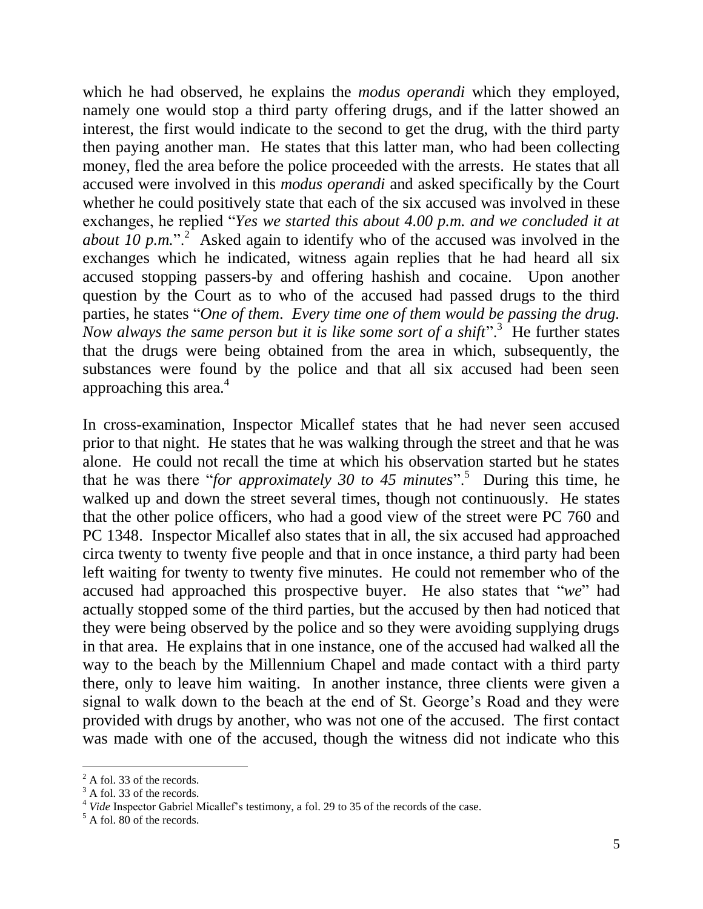which he had observed, he explains the *modus operandi* which they employed, namely one would stop a third party offering drugs, and if the latter showed an interest, the first would indicate to the second to get the drug, with the third party then paying another man. He states that this latter man, who had been collecting money, fled the area before the police proceeded with the arrests. He states that all accused were involved in this *modus operandi* and asked specifically by the Court whether he could positively state that each of the six accused was involved in these exchanges, he replied "*Yes we started this about 4.00 p.m. and we concluded it at about 10 p.m.*".[2] Asked again to identify who of the accused was involved in the exchanges which he indicated, witness again replies that he had heard all six accused stopping passers-by and offering hashish and cocaine. Upon another question by the Court as to who of the accused had passed drugs to the third parties, he states "*One of them. Every time one of them would be passing the drug. Now always the same person but it is like some sort of a shift*".[3] He further states that the drugs were being obtained from the area in which, subsequently, the substances were found by the police and that all six accused had been seen approaching this area.[4]

In cross-examination, Inspector Micallef states that he had never seen accused prior to that night. He states that he was walking through the street and that he was alone. He could not recall the time at which his observation started but he states that he was there "*for approximately 30 to 45 minutes*".[5] During this time, he walked up and down the street several times, though not continuously. He states that the other police officers, who had a good view of the street were PC 760 and PC 1348. Inspector Micallef also states that in all, the six accused had approached circa twenty to twenty five people and that in once instance, a third party had been left waiting for twenty to twenty five minutes. He could not remember who of the accused had approached this prospective buyer. He also states that "*we*" had actually stopped some of the third parties, but the accused by then had noticed that they were being observed by the police and so they were avoiding supplying drugs in that area. He explains that in one instance, one of the accused had walked all the way to the beach by the Millennium Chapel and made contact with a third party there, only to leave him waiting. In another instance, three clients were given a signal to walk down to the beach at the end of St. George's Road and they were provided with drugs by another, who was not one of the accused. The first contact was made with one of the accused, though the witness did not indicate who this

---

[2] A fol. 33 of the records.

[3] A fol. 33 of the records.

[4] *Vide* Inspector Gabriel Micallef's testimony, a fol. 29 to 35 of the records of the case.

[5] A fol. 80 of the records.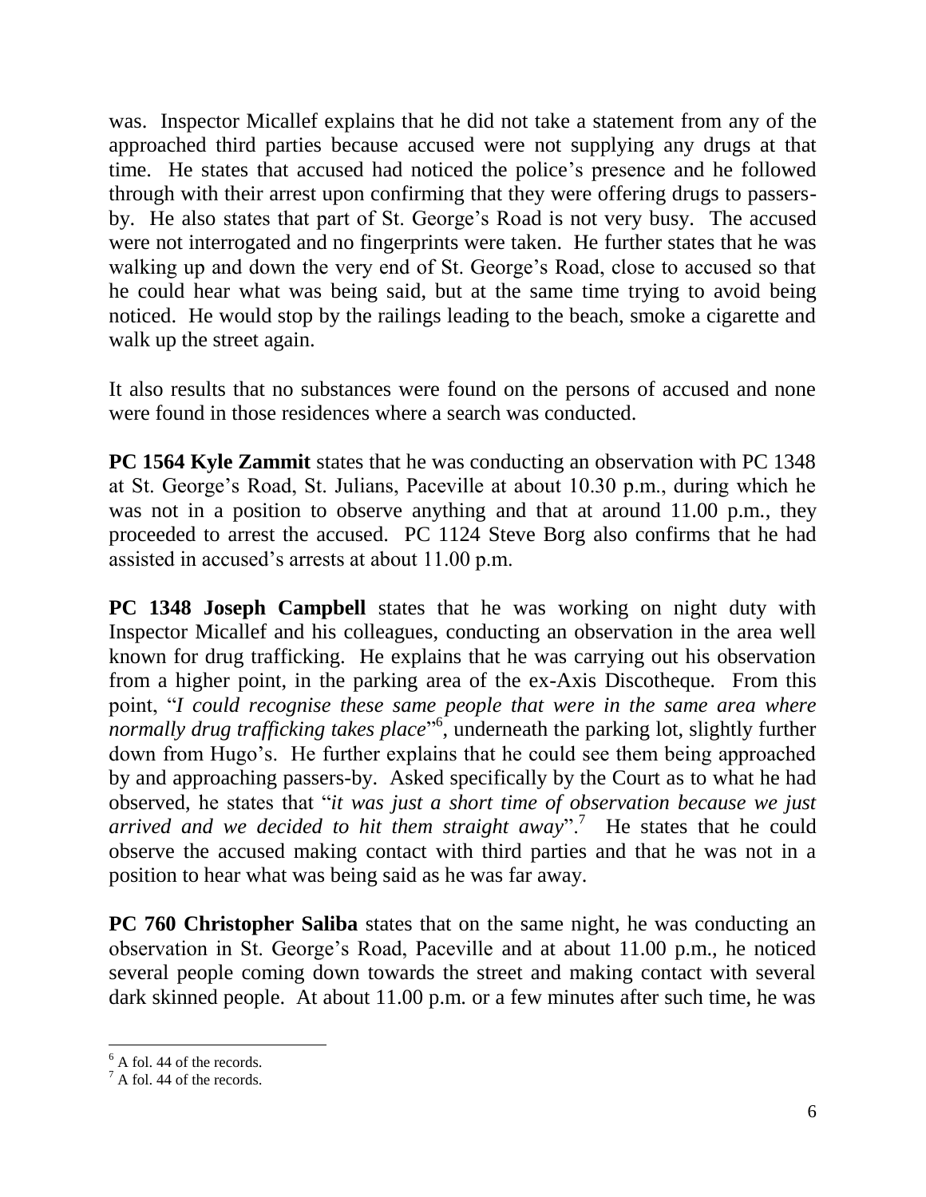was. Inspector Micallef explains that he did not take a statement from any of the approached third parties because accused were not supplying any drugs at that time. He states that accused had noticed the police's presence and he followed through with their arrest upon confirming that they were offering drugs to passers-by. He also states that part of St. George's Road is not very busy. The accused were not interrogated and no fingerprints were taken. He further states that he was walking up and down the very end of St. George's Road, close to accused so that he could hear what was being said, but at the same time trying to avoid being noticed. He would stop by the railings leading to the beach, smoke a cigarette and walk up the street again.

It also results that no substances were found on the persons of accused and none were found in those residences where a search was conducted.

**PC 1564 Kyle Zammit** states that he was conducting an observation with PC 1348 at St. George's Road, St. Julians, Paceville at about 10.30 p.m., during which he was not in a position to observe anything and that at around 11.00 p.m., they proceeded to arrest the accused. PC 1124 Steve Borg also confirms that he had assisted in accused's arrests at about 11.00 p.m.

**PC 1348 Joseph Campbell** states that he was working on night duty with Inspector Micallef and his colleagues, conducting an observation in the area well known for drug trafficking. He explains that he was carrying out his observation from a higher point, in the parking area of the ex-Axis Discotheque. From this point, "*I could recognise these same people that were in the same area where normally drug trafficking takes place*"[6], underneath the parking lot, slightly further down from Hugo's. He further explains that he could see them being approached by and approaching passers-by. Asked specifically by the Court as to what he had observed, he states that "*it was just a short time of observation because we just arrived and we decided to hit them straight away*".[7] He states that he could observe the accused making contact with third parties and that he was not in a position to hear what was being said as he was far away.

**PC 760 Christopher Saliba** states that on the same night, he was conducting an observation in St. George's Road, Paceville and at about 11.00 p.m., he noticed several people coming down towards the street and making contact with several dark skinned people. At about 11.00 p.m. or a few minutes after such time, he was

---

[6] A fol. 44 of the records.

[7] A fol. 44 of the records.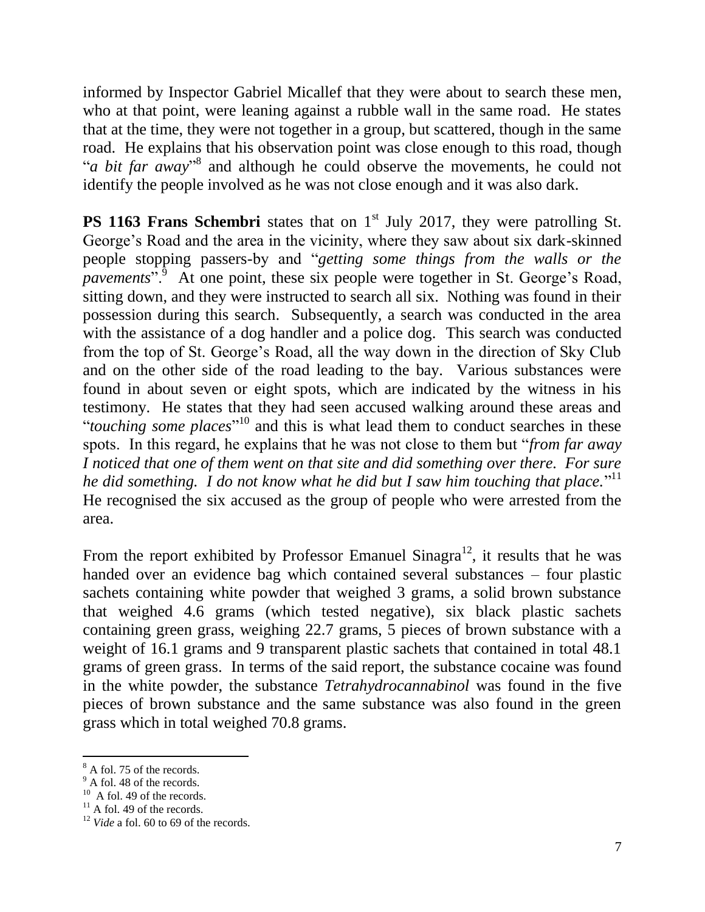informed by Inspector Gabriel Micallef that they were about to search these men, who at that point, were leaning against a rubble wall in the same road. He states that at the time, they were not together in a group, but scattered, though in the same road. He explains that his observation point was close enough to this road, though "*a bit far away*"[8] and although he could observe the movements, he could not identify the people involved as he was not close enough and it was also dark.

**PS 1163 Frans Schembri** states that on 1st July 2017, they were patrolling St. George's Road and the area in the vicinity, where they saw about six dark-skinned people stopping passers-by and "*getting some things from the walls or the pavements*".[9] At one point, these six people were together in St. George's Road, sitting down, and they were instructed to search all six. Nothing was found in their possession during this search. Subsequently, a search was conducted in the area with the assistance of a dog handler and a police dog. This search was conducted from the top of St. George's Road, all the way down in the direction of Sky Club and on the other side of the road leading to the bay. Various substances were found in about seven or eight spots, which are indicated by the witness in his testimony. He states that they had seen accused walking around these areas and "*touching some places*"[10] and this is what lead them to conduct searches in these spots. In this regard, he explains that he was not close to them but "*from far away I noticed that one of them went on that site and did something over there. For sure he did something. I do not know what he did but I saw him touching that place.*"[11] He recognised the six accused as the group of people who were arrested from the area.

From the report exhibited by Professor Emanuel Sinagra[12], it results that he was handed over an evidence bag which contained several substances – four plastic sachets containing white powder that weighed 3 grams, a solid brown substance that weighed 4.6 grams (which tested negative), six black plastic sachets containing green grass, weighing 22.7 grams, 5 pieces of brown substance with a weight of 16.1 grams and 9 transparent plastic sachets that contained in total 48.1 grams of green grass. In terms of the said report, the substance cocaine was found in the white powder, the substance *Tetrahydrocannabinol* was found in the five pieces of brown substance and the same substance was also found in the green grass which in total weighed 70.8 grams.

---

[8] A fol. 75 of the records.
[9] A fol. 48 of the records.
[10] A fol. 49 of the records.
[11] A fol. 49 of the records.
[12] *Vide* a fol. 60 to 69 of the records.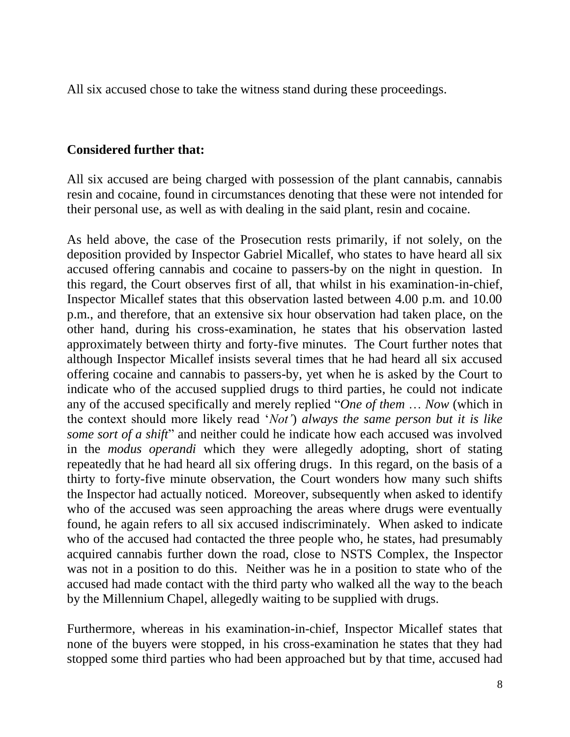All six accused chose to take the witness stand during these proceedings.

**Considered further that:**

All six accused are being charged with possession of the plant cannabis, cannabis resin and cocaine, found in circumstances denoting that these were not intended for their personal use, as well as with dealing in the said plant, resin and cocaine.

As held above, the case of the Prosecution rests primarily, if not solely, on the deposition provided by Inspector Gabriel Micallef, who states to have heard all six accused offering cannabis and cocaine to passers-by on the night in question. In this regard, the Court observes first of all, that whilst in his examination-in-chief, Inspector Micallef states that this observation lasted between 4.00 p.m. and 10.00 p.m., and therefore, that an extensive six hour observation had taken place, on the other hand, during his cross-examination, he states that his observation lasted approximately between thirty and forty-five minutes. The Court further notes that although Inspector Micallef insists several times that he had heard all six accused offering cocaine and cannabis to passers-by, yet when he is asked by the Court to indicate who of the accused supplied drugs to third parties, he could not indicate any of the accused specifically and merely replied "*One of them … Now* (which in the context should more likely read '*Not'*) *always the same person but it is like some sort of a shift*" and neither could he indicate how each accused was involved in the *modus operandi* which they were allegedly adopting, short of stating repeatedly that he had heard all six offering drugs. In this regard, on the basis of a thirty to forty-five minute observation, the Court wonders how many such shifts the Inspector had actually noticed. Moreover, subsequently when asked to identify who of the accused was seen approaching the areas where drugs were eventually found, he again refers to all six accused indiscriminately. When asked to indicate who of the accused had contacted the three people who, he states, had presumably acquired cannabis further down the road, close to NSTS Complex, the Inspector was not in a position to do this. Neither was he in a position to state who of the accused had made contact with the third party who walked all the way to the beach by the Millennium Chapel, allegedly waiting to be supplied with drugs.

Furthermore, whereas in his examination-in-chief, Inspector Micallef states that none of the buyers were stopped, in his cross-examination he states that they had stopped some third parties who had been approached but by that time, accused had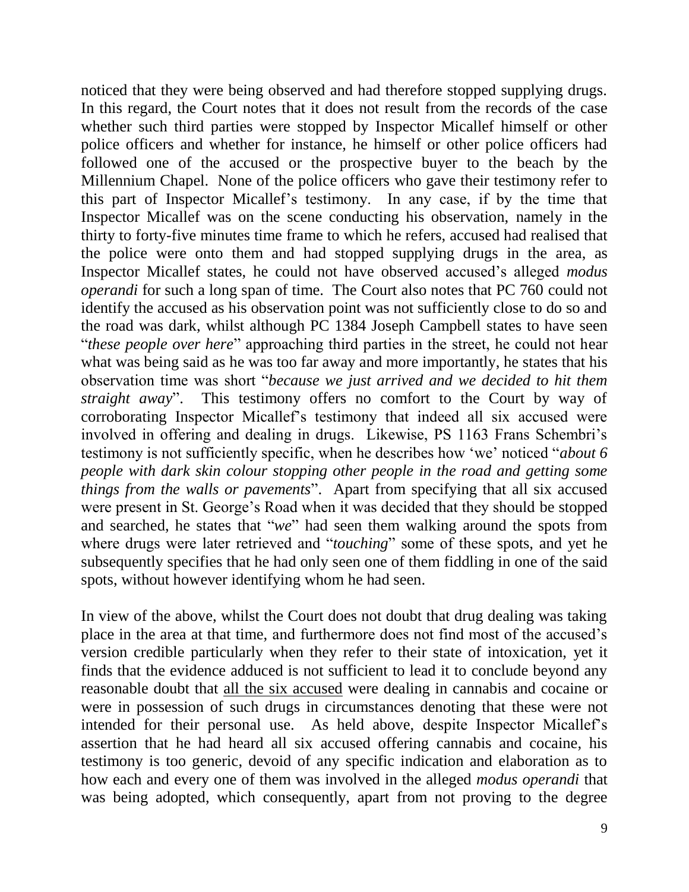noticed that they were being observed and had therefore stopped supplying drugs. In this regard, the Court notes that it does not result from the records of the case whether such third parties were stopped by Inspector Micallef himself or other police officers and whether for instance, he himself or other police officers had followed one of the accused or the prospective buyer to the beach by the Millennium Chapel. None of the police officers who gave their testimony refer to this part of Inspector Micallef's testimony. In any case, if by the time that Inspector Micallef was on the scene conducting his observation, namely in the thirty to forty-five minutes time frame to which he refers, accused had realised that the police were onto them and had stopped supplying drugs in the area, as Inspector Micallef states, he could not have observed accused's alleged *modus operandi* for such a long span of time. The Court also notes that PC 760 could not identify the accused as his observation point was not sufficiently close to do so and the road was dark, whilst although PC 1384 Joseph Campbell states to have seen "*these people over here*" approaching third parties in the street, he could not hear what was being said as he was too far away and more importantly, he states that his observation time was short "*because we just arrived and we decided to hit them straight away*". This testimony offers no comfort to the Court by way of corroborating Inspector Micallef's testimony that indeed all six accused were involved in offering and dealing in drugs. Likewise, PS 1163 Frans Schembri's testimony is not sufficiently specific, when he describes how 'we' noticed "*about 6 people with dark skin colour stopping other people in the road and getting some things from the walls or pavements*". Apart from specifying that all six accused were present in St. George's Road when it was decided that they should be stopped and searched, he states that "*we*" had seen them walking around the spots from where drugs were later retrieved and "*touching*" some of these spots, and yet he subsequently specifies that he had only seen one of them fiddling in one of the said spots, without however identifying whom he had seen.

In view of the above, whilst the Court does not doubt that drug dealing was taking place in the area at that time, and furthermore does not find most of the accused's version credible particularly when they refer to their state of intoxication, yet it finds that the evidence adduced is not sufficient to lead it to conclude beyond any reasonable doubt that <u>all the six accused</u> were dealing in cannabis and cocaine or were in possession of such drugs in circumstances denoting that these were not intended for their personal use. As held above, despite Inspector Micallef's assertion that he had heard all six accused offering cannabis and cocaine, his testimony is too generic, devoid of any specific indication and elaboration as to how each and every one of them was involved in the alleged *modus operandi* that was being adopted, which consequently, apart from not proving to the degree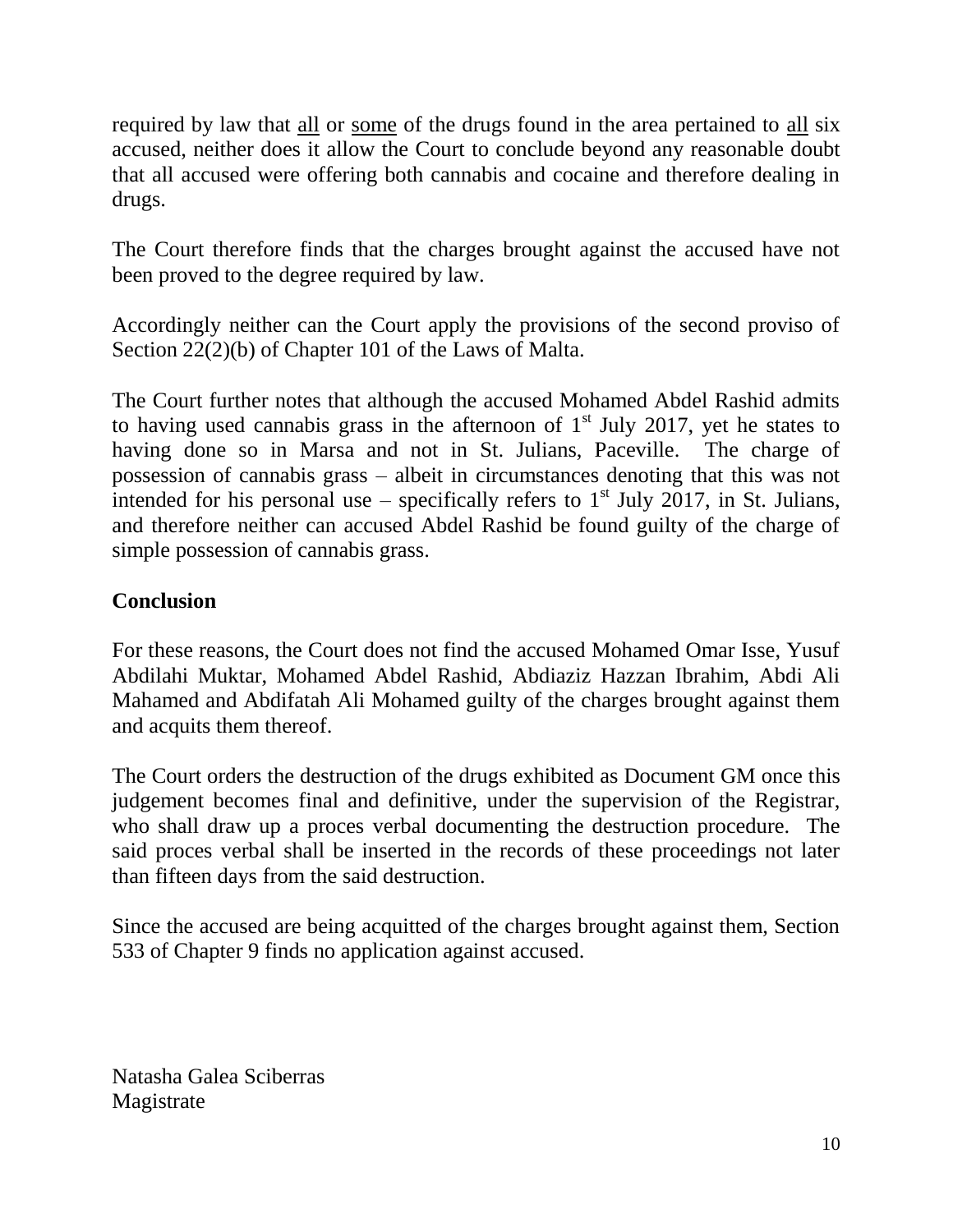required by law that <u>all</u> or <u>some</u> of the drugs found in the area pertained to <u>all</u> six accused, neither does it allow the Court to conclude beyond any reasonable doubt that all accused were offering both cannabis and cocaine and therefore dealing in drugs.

The Court therefore finds that the charges brought against the accused have not been proved to the degree required by law.

Accordingly neither can the Court apply the provisions of the second proviso of Section 22(2)(b) of Chapter 101 of the Laws of Malta.

The Court further notes that although the accused Mohamed Abdel Rashid admits to having used cannabis grass in the afternoon of 1st July 2017, yet he states to having done so in Marsa and not in St. Julians, Paceville. The charge of possession of cannabis grass – albeit in circumstances denoting that this was not intended for his personal use – specifically refers to 1st July 2017, in St. Julians, and therefore neither can accused Abdel Rashid be found guilty of the charge of simple possession of cannabis grass.

## Conclusion

For these reasons, the Court does not find the accused Mohamed Omar Isse, Yusuf Abdilahi Muktar, Mohamed Abdel Rashid, Abdiaziz Hazzan Ibrahim, Abdi Ali Mahamed and Abdifatah Ali Mohamed guilty of the charges brought against them and acquits them thereof.

The Court orders the destruction of the drugs exhibited as Document GM once this judgement becomes final and definitive, under the supervision of the Registrar, who shall draw up a proces verbal documenting the destruction procedure. The said proces verbal shall be inserted in the records of these proceedings not later than fifteen days from the said destruction.

Since the accused are being acquitted of the charges brought against them, Section 533 of Chapter 9 finds no application against accused.

Natasha Galea Sciberras
Magistrate